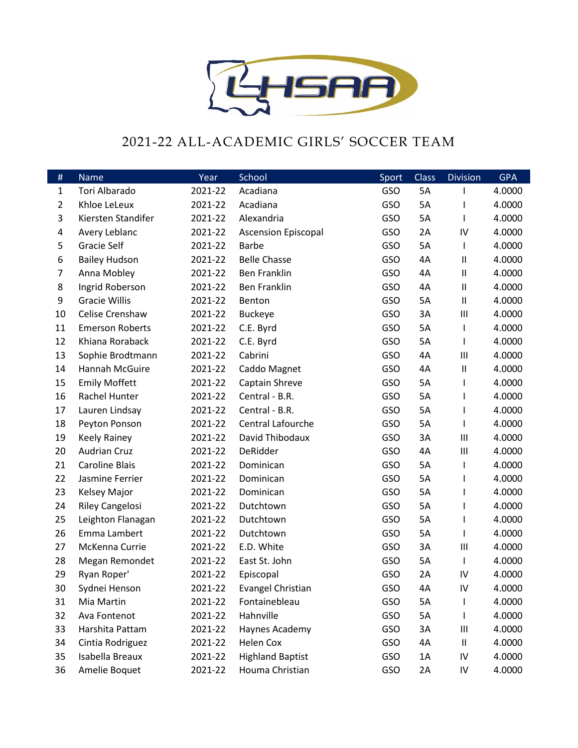# 2021-22 ALL-ACADEMIC GIRLS' SOCCER TEAM

| # | Name | Year | School | Sport | Class | Division | GPA |
|---|---|---|---|---|---|---|---|
| 1 | Tori Albarado | 2021-22 | Acadiana | GSO | 5A | I | 4.0000 |
| 2 | Khloe LeLeux | 2021-22 | Acadiana | GSO | 5A | I | 4.0000 |
| 3 | Kiersten Standifer | 2021-22 | Alexandria | GSO | 5A | I | 4.0000 |
| 4 | Avery Leblanc | 2021-22 | Ascension Episcopal | GSO | 2A | IV | 4.0000 |
| 5 | Gracie Self | 2021-22 | Barbe | GSO | 5A | I | 4.0000 |
| 6 | Bailey Hudson | 2021-22 | Belle Chasse | GSO | 4A | II | 4.0000 |
| 7 | Anna Mobley | 2021-22 | Ben Franklin | GSO | 4A | II | 4.0000 |
| 8 | Ingrid Roberson | 2021-22 | Ben Franklin | GSO | 4A | II | 4.0000 |
| 9 | Gracie Willis | 2021-22 | Benton | GSO | 5A | II | 4.0000 |
| 10 | Celise Crenshaw | 2021-22 | Buckeye | GSO | 3A | III | 4.0000 |
| 11 | Emerson Roberts | 2021-22 | C.E. Byrd | GSO | 5A | I | 4.0000 |
| 12 | Khiana Roraback | 2021-22 | C.E. Byrd | GSO | 5A | I | 4.0000 |
| 13 | Sophie Brodtmann | 2021-22 | Cabrini | GSO | 4A | III | 4.0000 |
| 14 | Hannah McGuire | 2021-22 | Caddo Magnet | GSO | 4A | II | 4.0000 |
| 15 | Emily Moffett | 2021-22 | Captain Shreve | GSO | 5A | I | 4.0000 |
| 16 | Rachel Hunter | 2021-22 | Central - B.R. | GSO | 5A | I | 4.0000 |
| 17 | Lauren Lindsay | 2021-22 | Central - B.R. | GSO | 5A | I | 4.0000 |
| 18 | Peyton Ponson | 2021-22 | Central Lafourche | GSO | 5A | I | 4.0000 |
| 19 | Keely Rainey | 2021-22 | David Thibodaux | GSO | 3A | III | 4.0000 |
| 20 | Audrian Cruz | 2021-22 | DeRidder | GSO | 4A | III | 4.0000 |
| 21 | Caroline Blais | 2021-22 | Dominican | GSO | 5A | I | 4.0000 |
| 22 | Jasmine Ferrier | 2021-22 | Dominican | GSO | 5A | I | 4.0000 |
| 23 | Kelsey Major | 2021-22 | Dominican | GSO | 5A | I | 4.0000 |
| 24 | Riley Cangelosi | 2021-22 | Dutchtown | GSO | 5A | I | 4.0000 |
| 25 | Leighton Flanagan | 2021-22 | Dutchtown | GSO | 5A | I | 4.0000 |
| 26 | Emma Lambert | 2021-22 | Dutchtown | GSO | 5A | I | 4.0000 |
| 27 | McKenna Currie | 2021-22 | E.D. White | GSO | 3A | III | 4.0000 |
| 28 | Megan Remondet | 2021-22 | East St. John | GSO | 5A | I | 4.0000 |
| 29 | Ryan Roper' | 2021-22 | Episcopal | GSO | 2A | IV | 4.0000 |
| 30 | Sydnei Henson | 2021-22 | Evangel Christian | GSO | 4A | IV | 4.0000 |
| 31 | Mia Martin | 2021-22 | Fontainebleau | GSO | 5A | I | 4.0000 |
| 32 | Ava Fontenot | 2021-22 | Hahnville | GSO | 5A | I | 4.0000 |
| 33 | Harshita Pattam | 2021-22 | Haynes Academy | GSO | 3A | III | 4.0000 |
| 34 | Cintia Rodriguez | 2021-22 | Helen Cox | GSO | 4A | II | 4.0000 |
| 35 | Isabella Breaux | 2021-22 | Highland Baptist | GSO | 1A | IV | 4.0000 |
| 36 | Amelie Boquet | 2021-22 | Houma Christian | GSO | 2A | IV | 4.0000 |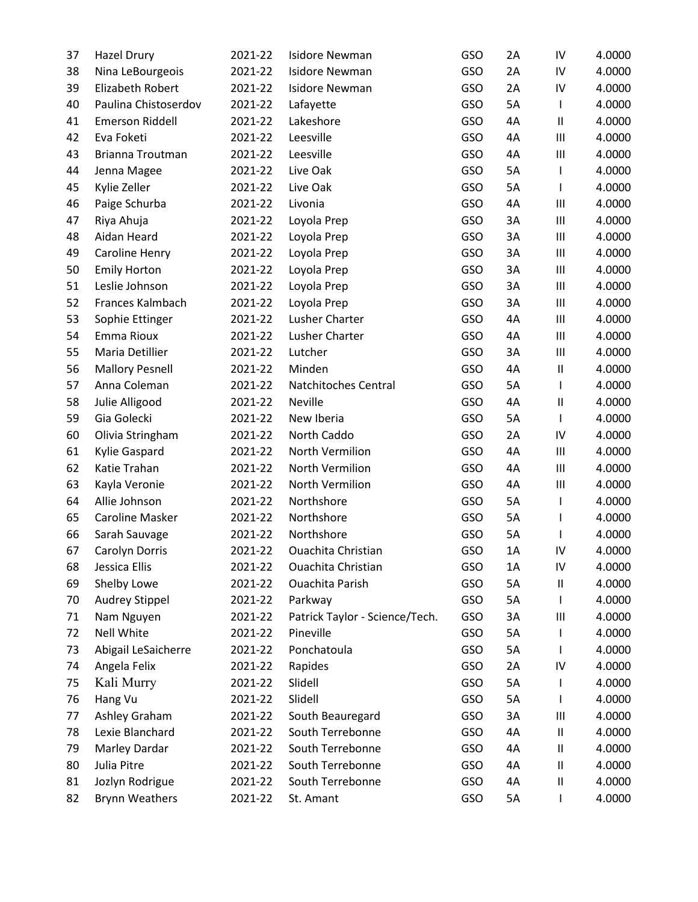| | | | | | | | |
|---|---|---|---|---|---|---|---|
| 37 | Hazel Drury | 2021-22 | Isidore Newman | GSO | 2A | IV | 4.0000 |
| 38 | Nina LeBourgeois | 2021-22 | Isidore Newman | GSO | 2A | IV | 4.0000 |
| 39 | Elizabeth Robert | 2021-22 | Isidore Newman | GSO | 2A | IV | 4.0000 |
| 40 | Paulina Chistoserdov | 2021-22 | Lafayette | GSO | 5A | I | 4.0000 |
| 41 | Emerson Riddell | 2021-22 | Lakeshore | GSO | 4A | II | 4.0000 |
| 42 | Eva Foketi | 2021-22 | Leesville | GSO | 4A | III | 4.0000 |
| 43 | Brianna Troutman | 2021-22 | Leesville | GSO | 4A | III | 4.0000 |
| 44 | Jenna Magee | 2021-22 | Live Oak | GSO | 5A | I | 4.0000 |
| 45 | Kylie Zeller | 2021-22 | Live Oak | GSO | 5A | I | 4.0000 |
| 46 | Paige Schurba | 2021-22 | Livonia | GSO | 4A | III | 4.0000 |
| 47 | Riya Ahuja | 2021-22 | Loyola Prep | GSO | 3A | III | 4.0000 |
| 48 | Aidan Heard | 2021-22 | Loyola Prep | GSO | 3A | III | 4.0000 |
| 49 | Caroline Henry | 2021-22 | Loyola Prep | GSO | 3A | III | 4.0000 |
| 50 | Emily Horton | 2021-22 | Loyola Prep | GSO | 3A | III | 4.0000 |
| 51 | Leslie Johnson | 2021-22 | Loyola Prep | GSO | 3A | III | 4.0000 |
| 52 | Frances Kalmbach | 2021-22 | Loyola Prep | GSO | 3A | III | 4.0000 |
| 53 | Sophie Ettinger | 2021-22 | Lusher Charter | GSO | 4A | III | 4.0000 |
| 54 | Emma Rioux | 2021-22 | Lusher Charter | GSO | 4A | III | 4.0000 |
| 55 | Maria Detillier | 2021-22 | Lutcher | GSO | 3A | III | 4.0000 |
| 56 | Mallory Pesnell | 2021-22 | Minden | GSO | 4A | II | 4.0000 |
| 57 | Anna Coleman | 2021-22 | Natchitoches Central | GSO | 5A | I | 4.0000 |
| 58 | Julie Alligood | 2021-22 | Neville | GSO | 4A | II | 4.0000 |
| 59 | Gia Golecki | 2021-22 | New Iberia | GSO | 5A | I | 4.0000 |
| 60 | Olivia Stringham | 2021-22 | North Caddo | GSO | 2A | IV | 4.0000 |
| 61 | Kylie Gaspard | 2021-22 | North Vermilion | GSO | 4A | III | 4.0000 |
| 62 | Katie Trahan | 2021-22 | North Vermilion | GSO | 4A | III | 4.0000 |
| 63 | Kayla Veronie | 2021-22 | North Vermilion | GSO | 4A | III | 4.0000 |
| 64 | Allie Johnson | 2021-22 | Northshore | GSO | 5A | I | 4.0000 |
| 65 | Caroline Masker | 2021-22 | Northshore | GSO | 5A | I | 4.0000 |
| 66 | Sarah Sauvage | 2021-22 | Northshore | GSO | 5A | I | 4.0000 |
| 67 | Carolyn Dorris | 2021-22 | Ouachita Christian | GSO | 1A | IV | 4.0000 |
| 68 | Jessica Ellis | 2021-22 | Ouachita Christian | GSO | 1A | IV | 4.0000 |
| 69 | Shelby Lowe | 2021-22 | Ouachita Parish | GSO | 5A | II | 4.0000 |
| 70 | Audrey Stippel | 2021-22 | Parkway | GSO | 5A | I | 4.0000 |
| 71 | Nam Nguyen | 2021-22 | Patrick Taylor - Science/Tech. | GSO | 3A | III | 4.0000 |
| 72 | Nell White | 2021-22 | Pineville | GSO | 5A | I | 4.0000 |
| 73 | Abigail LeSaicherre | 2021-22 | Ponchatoula | GSO | 5A | I | 4.0000 |
| 74 | Angela Felix | 2021-22 | Rapides | GSO | 2A | IV | 4.0000 |
| 75 | Kali Murry | 2021-22 | Slidell | GSO | 5A | I | 4.0000 |
| 76 | Hang Vu | 2021-22 | Slidell | GSO | 5A | I | 4.0000 |
| 77 | Ashley Graham | 2021-22 | South Beauregard | GSO | 3A | III | 4.0000 |
| 78 | Lexie Blanchard | 2021-22 | South Terrebonne | GSO | 4A | II | 4.0000 |
| 79 | Marley Dardar | 2021-22 | South Terrebonne | GSO | 4A | II | 4.0000 |
| 80 | Julia Pitre | 2021-22 | South Terrebonne | GSO | 4A | II | 4.0000 |
| 81 | Jozlyn Rodrigue | 2021-22 | South Terrebonne | GSO | 4A | II | 4.0000 |
| 82 | Brynn Weathers | 2021-22 | St. Amant | GSO | 5A | I | 4.0000 |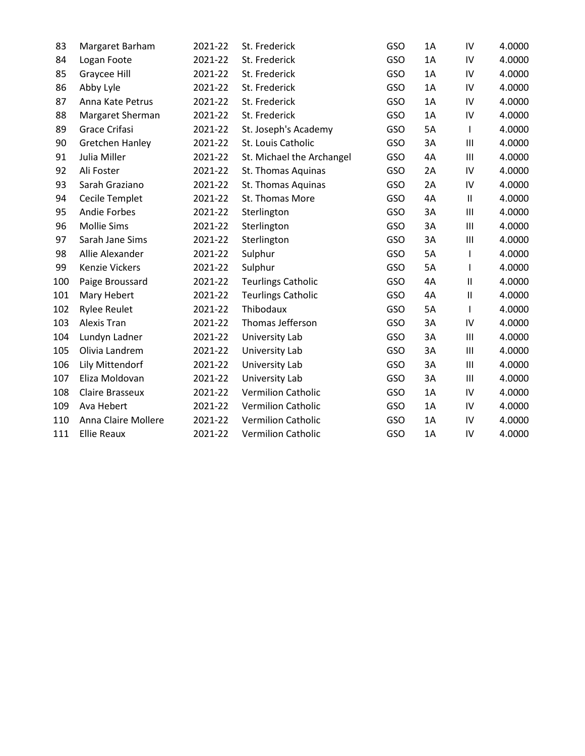| | | | | | | | |
|---|---|---|---|---|---|---|---|
| 83 | Margaret Barham | 2021-22 | St. Frederick | GSO | 1A | IV | 4.0000 |
| 84 | Logan Foote | 2021-22 | St. Frederick | GSO | 1A | IV | 4.0000 |
| 85 | Graycee Hill | 2021-22 | St. Frederick | GSO | 1A | IV | 4.0000 |
| 86 | Abby Lyle | 2021-22 | St. Frederick | GSO | 1A | IV | 4.0000 |
| 87 | Anna Kate Petrus | 2021-22 | St. Frederick | GSO | 1A | IV | 4.0000 |
| 88 | Margaret Sherman | 2021-22 | St. Frederick | GSO | 1A | IV | 4.0000 |
| 89 | Grace Crifasi | 2021-22 | St. Joseph's Academy | GSO | 5A | I | 4.0000 |
| 90 | Gretchen Hanley | 2021-22 | St. Louis Catholic | GSO | 3A | III | 4.0000 |
| 91 | Julia Miller | 2021-22 | St. Michael the Archangel | GSO | 4A | III | 4.0000 |
| 92 | Ali Foster | 2021-22 | St. Thomas Aquinas | GSO | 2A | IV | 4.0000 |
| 93 | Sarah Graziano | 2021-22 | St. Thomas Aquinas | GSO | 2A | IV | 4.0000 |
| 94 | Cecile Templet | 2021-22 | St. Thomas More | GSO | 4A | II | 4.0000 |
| 95 | Andie Forbes | 2021-22 | Sterlington | GSO | 3A | III | 4.0000 |
| 96 | Mollie Sims | 2021-22 | Sterlington | GSO | 3A | III | 4.0000 |
| 97 | Sarah Jane Sims | 2021-22 | Sterlington | GSO | 3A | III | 4.0000 |
| 98 | Allie Alexander | 2021-22 | Sulphur | GSO | 5A | I | 4.0000 |
| 99 | Kenzie Vickers | 2021-22 | Sulphur | GSO | 5A | I | 4.0000 |
| 100 | Paige Broussard | 2021-22 | Teurlings Catholic | GSO | 4A | II | 4.0000 |
| 101 | Mary Hebert | 2021-22 | Teurlings Catholic | GSO | 4A | II | 4.0000 |
| 102 | Rylee Reulet | 2021-22 | Thibodaux | GSO | 5A | I | 4.0000 |
| 103 | Alexis Tran | 2021-22 | Thomas Jefferson | GSO | 3A | IV | 4.0000 |
| 104 | Lundyn Ladner | 2021-22 | University Lab | GSO | 3A | III | 4.0000 |
| 105 | Olivia Landrem | 2021-22 | University Lab | GSO | 3A | III | 4.0000 |
| 106 | Lily Mittendorf | 2021-22 | University Lab | GSO | 3A | III | 4.0000 |
| 107 | Eliza Moldovan | 2021-22 | University Lab | GSO | 3A | III | 4.0000 |
| 108 | Claire Brasseux | 2021-22 | Vermilion Catholic | GSO | 1A | IV | 4.0000 |
| 109 | Ava Hebert | 2021-22 | Vermilion Catholic | GSO | 1A | IV | 4.0000 |
| 110 | Anna Claire Mollere | 2021-22 | Vermilion Catholic | GSO | 1A | IV | 4.0000 |
| 111 | Ellie Reaux | 2021-22 | Vermilion Catholic | GSO | 1A | IV | 4.0000 |